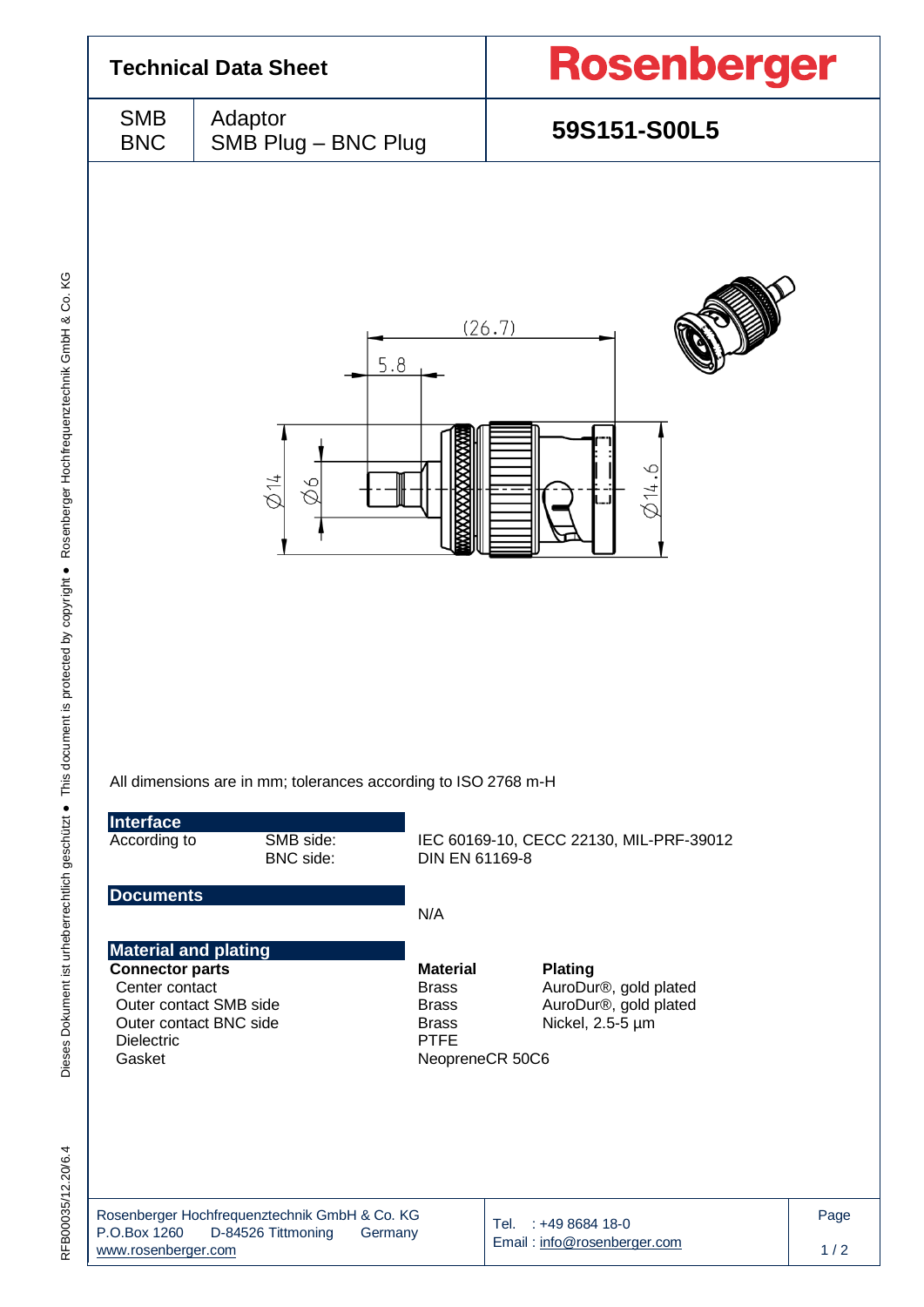# Technical Data Sheet

**Rosenberger**

| SMB BNC | Adaptor SMB Plug – BNC Plug | **59S151-S00L5** |
|---|---|---|

(26.7)

5.8

Ø14 Ø6 Ø14.6

All dimensions are in mm; tolerances according to ISO 2768 m-H

## Interface

| According to | SMB side: | IEC 60169-10, CECC 22130, MIL-PRF-39012 |
|---|---|---|
| | BNC side: | DIN EN 61169-8 |

## Documents

N/A

## Material and plating

| **Connector parts** | **Material** | **Plating** |
|---|---|---|
| Center contact | Brass | AuroDur®, gold plated |
| Outer contact SMB side | Brass | AuroDur®, gold plated |
| Outer contact BNC side | Brass | Nickel, 2.5-5 µm |
| Dielectric | PTFE | |
| Gasket | NeopreneCR 50C6 | |

Rosenberger Hochfrequenztechnik GmbH & Co. KG
P.O.Box 1260 D-84526 Tittmoning Germany
www.rosenberger.com

Tel. : +49 8684 18-0
Email : info@rosenberger.com

RFB00035/12.20/6.4

Dieses Dokument ist urheberrechtlich geschützt ● This document is protected by copyright ● Rosenberger Hochfrequenztechnik GmbH & Co. KG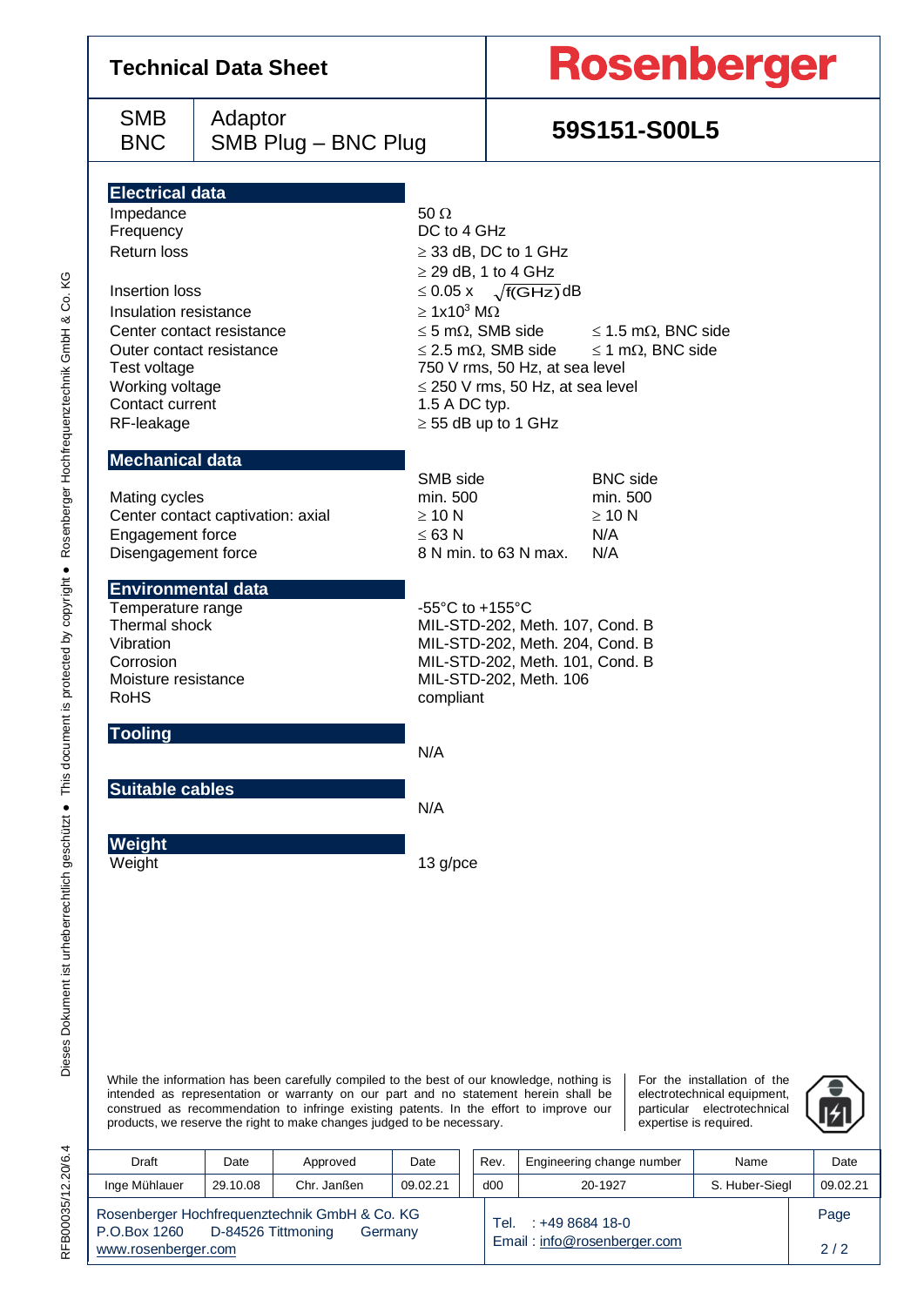# Technical Data Sheet

**Rosenberger**

| | | |
|---|---|---|
| SMB<br>BNC | Adaptor<br>SMB Plug – BNC Plug | **59S151-S00L5** |

## Electrical data

| | | |
|---|---|---|
| Impedance | 50 Ω | |
| Frequency | DC to 4 GHz | |
| Return loss | ≥ 33 dB, DC to 1 GHz<br>≥ 29 dB, 1 to 4 GHz | |
| Insertion loss | $\leq 0.05 \times \sqrt{f(GHz)}$ dB | |
| Insulation resistance | $\geq 1 \times 10^3$ MΩ | |
| Center contact resistance | ≤ 5 mΩ, SMB side | ≤ 1.5 mΩ, BNC side |
| Outer contact resistance | ≤ 2.5 mΩ, SMB side | ≤ 1 mΩ, BNC side |
| Test voltage | 750 V rms, 50 Hz, at sea level | |
| Working voltage | ≤ 250 V rms, 50 Hz, at sea level | |
| Contact current | 1.5 A DC typ. | |
| RF-leakage | ≥ 55 dB up to 1 GHz | |

## Mechanical data

| | SMB side | BNC side |
|---|---|---|
| Mating cycles | min. 500 | min. 500 |
| Center contact captivation: axial | ≥ 10 N | ≥ 10 N |
| Engagement force | ≤ 63 N | N/A |
| Disengagement force | 8 N min. to 63 N max. | N/A |

## Environmental data

| | |
|---|---|
| Temperature range | -55°C to +155°C |
| Thermal shock | MIL-STD-202, Meth. 107, Cond. B |
| Vibration | MIL-STD-202, Meth. 204, Cond. B |
| Corrosion | MIL-STD-202, Meth. 101, Cond. B |
| Moisture resistance | MIL-STD-202, Meth. 106 |
| RoHS | compliant |

## Tooling

N/A

## Suitable cables

N/A

## Weight

| | |
|---|---|
| Weight | 13 g/pce |

While the information has been carefully compiled to the best of our knowledge, nothing is intended as representation or warranty on our part and no statement herein shall be construed as recommendation to infringe existing patents. In the effort to improve our products, we reserve the right to make changes judged to be necessary.

For the installation of the electrotechnical equipment, particular electrotechnical expertise is required.

| Draft | Date | Approved | Date | Rev. | Engineering change number | Name | Date |
|---|---|---|---|---|---|---|---|
| Inge Mühlauer | 29.10.08 | Chr. Janßen | 09.02.21 | d00 | 20-1927 | S. Huber-Siegl | 09.02.21 |

Rosenberger Hochfrequenztechnik GmbH & Co. KG
P.O.Box 1260 D-84526 Tittmoning Germany
www.rosenberger.com

Tel. : +49 8684 18-0
Email : info@rosenberger.com

RFB00035/12.20/6.4

Dieses Dokument ist urheberrechtlich geschützt ● This document is protected by copyright ● Rosenberger Hochfrequenztechnik GmbH & Co. KG